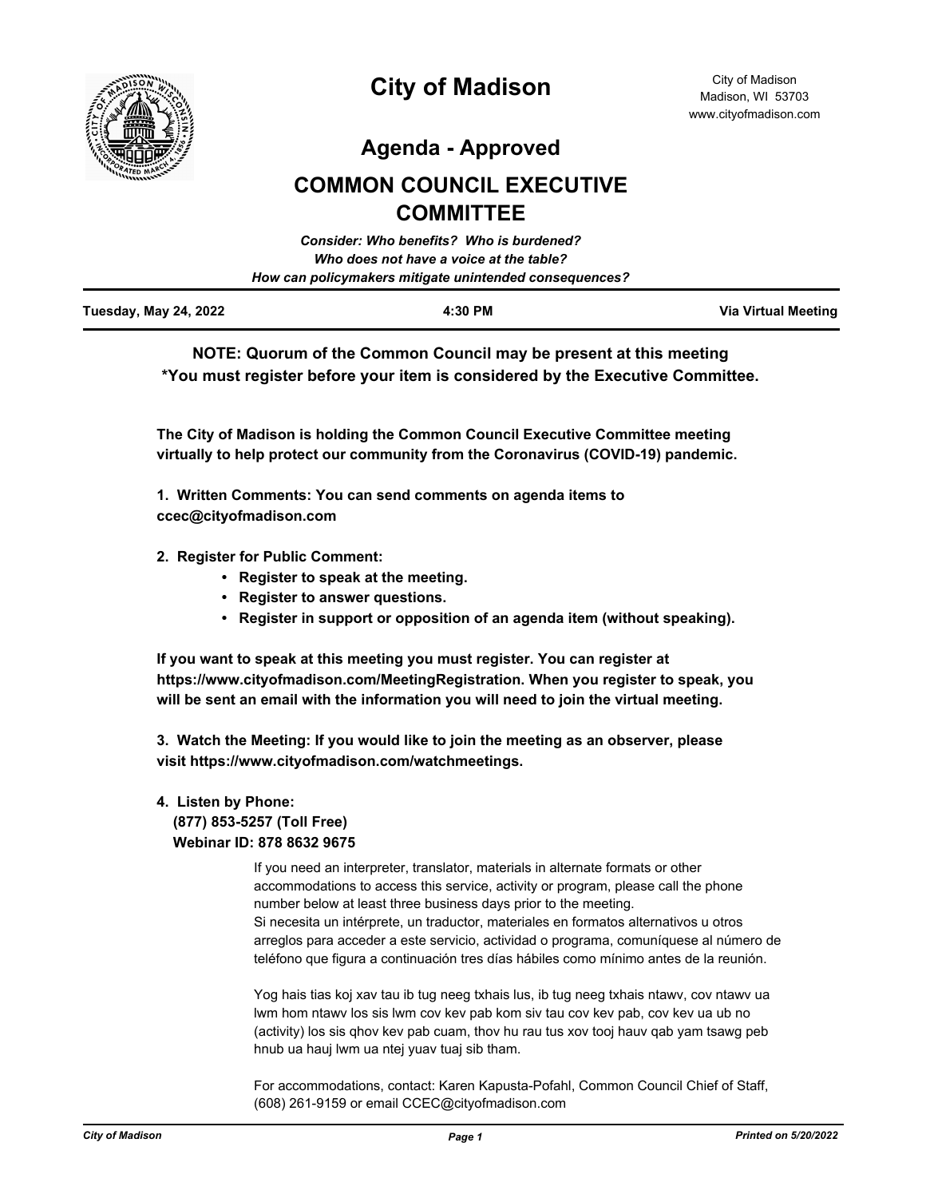# City of Madison

City of Madison
Madison, WI 53703
www.cityofmadison.com

## Agenda - Approved

## COMMON COUNCIL EXECUTIVE COMMITTEE

*Consider: Who benefits? Who is burdened?*
*Who does not have a voice at the table?*
*How can policymakers mitigate unintended consequences?*

| Tuesday, May 24, 2022 | 4:30 PM | Via Virtual Meeting |
|---|---|---|

**NOTE: Quorum of the Common Council may be present at this meeting**
***You must register before your item is considered by the Executive Committee.**

**The City of Madison is holding the Common Council Executive Committee meeting virtually to help protect our community from the Coronavirus (COVID-19) pandemic.**

**1. Written Comments: You can send comments on agenda items to ccec@cityofmadison.com**

**2. Register for Public Comment:**

- **Register to speak at the meeting.**
- **Register to answer questions.**
- **Register in support or opposition of an agenda item (without speaking).**

**If you want to speak at this meeting you must register. You can register at https://www.cityofmadison.com/MeetingRegistration. When you register to speak, you will be sent an email with the information you will need to join the virtual meeting.**

**3. Watch the Meeting: If you would like to join the meeting as an observer, please visit https://www.cityofmadison.com/watchmeetings.**

**4. Listen by Phone:**
**(877) 853-5257 (Toll Free)**
**Webinar ID: 878 8632 9675**

If you need an interpreter, translator, materials in alternate formats or other accommodations to access this service, activity or program, please call the phone number below at least three business days prior to the meeting.
Si necesita un intérprete, un traductor, materiales en formatos alternativos u otros arreglos para acceder a este servicio, actividad o programa, comuníquese al número de teléfono que figura a continuación tres días hábiles como mínimo antes de la reunión.

Yog hais tias koj xav tau ib tug neeg txhais lus, ib tug neeg txhais ntawv, cov ntawv ua lwm hom ntawv los sis lwm cov kev pab kom siv tau cov kev pab, cov kev ua ub no (activity) los sis qhov kev pab cuam, thov hu rau tus xov tooj hauv qab yam tsawg peb hnub ua hauj lwm ua ntej yuav tuaj sib tham.

For accommodations, contact: Karen Kapusta-Pofahl, Common Council Chief of Staff, (608) 261-9159 or email CCEC@cityofmadison.com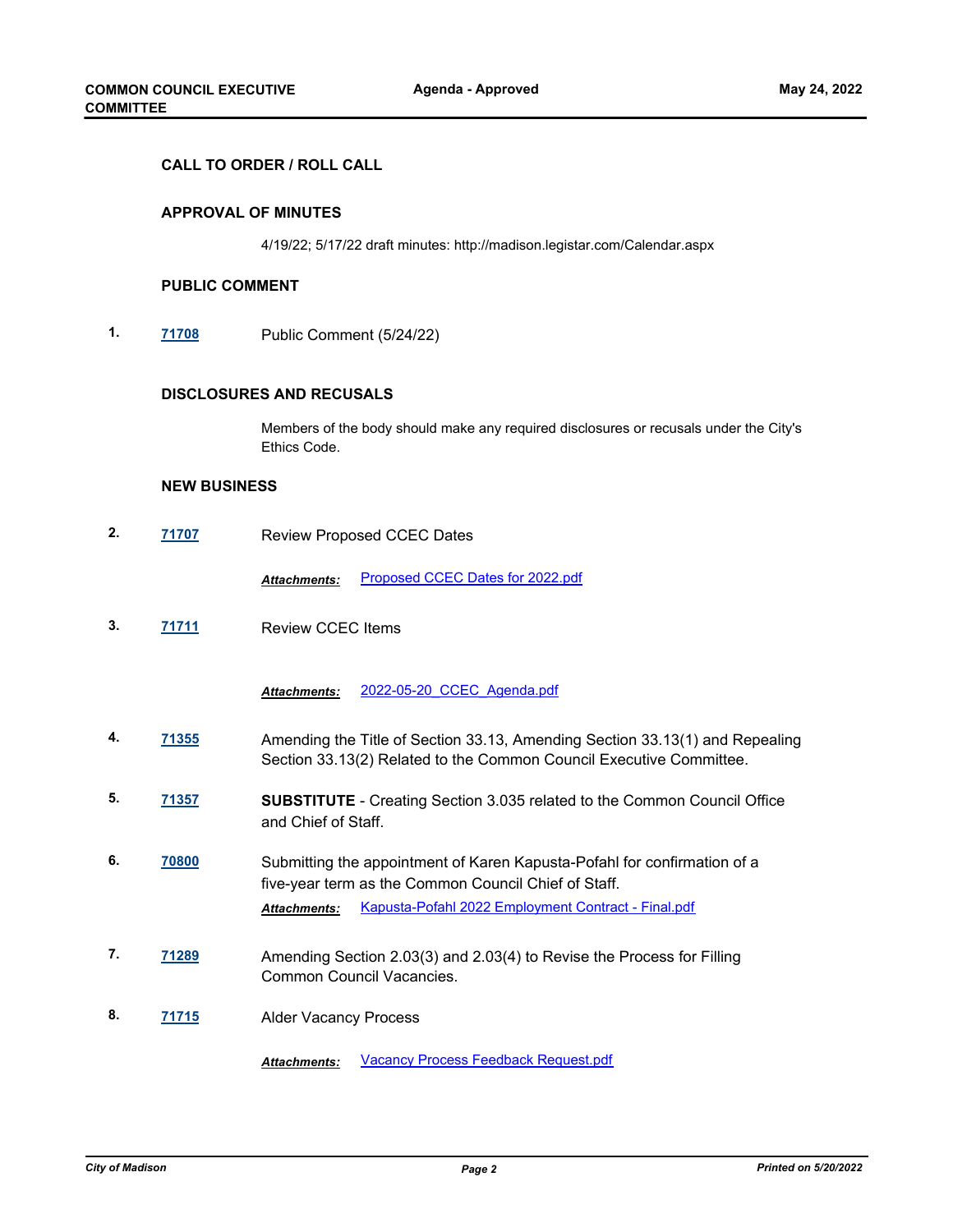### CALL TO ORDER / ROLL CALL

### APPROVAL OF MINUTES

4/19/22; 5/17/22 draft minutes: http://madison.legistar.com/Calendar.aspx

### PUBLIC COMMENT

1. **71708** Public Comment (5/24/22)

### DISCLOSURES AND RECUSALS

Members of the body should make any required disclosures or recusals under the City's Ethics Code.

### NEW BUSINESS

2. **71707** Review Proposed CCEC Dates

   ***Attachments:*** Proposed CCEC Dates for 2022.pdf

3. **71711** Review CCEC Items

   ***Attachments:*** 2022-05-20_CCEC_Agenda.pdf

4. **71355** Amending the Title of Section 33.13, Amending Section 33.13(1) and Repealing Section 33.13(2) Related to the Common Council Executive Committee.

5. **71357** **SUBSTITUTE** - Creating Section 3.035 related to the Common Council Office and Chief of Staff.

6. **70800** Submitting the appointment of Karen Kapusta-Pofahl for confirmation of a five-year term as the Common Council Chief of Staff.

   ***Attachments:*** Kapusta-Pofahl 2022 Employment Contract - Final.pdf

7. **71289** Amending Section 2.03(3) and 2.03(4) to Revise the Process for Filling Common Council Vacancies.

8. **71715** Alder Vacancy Process

   ***Attachments:*** Vacancy Process Feedback Request.pdf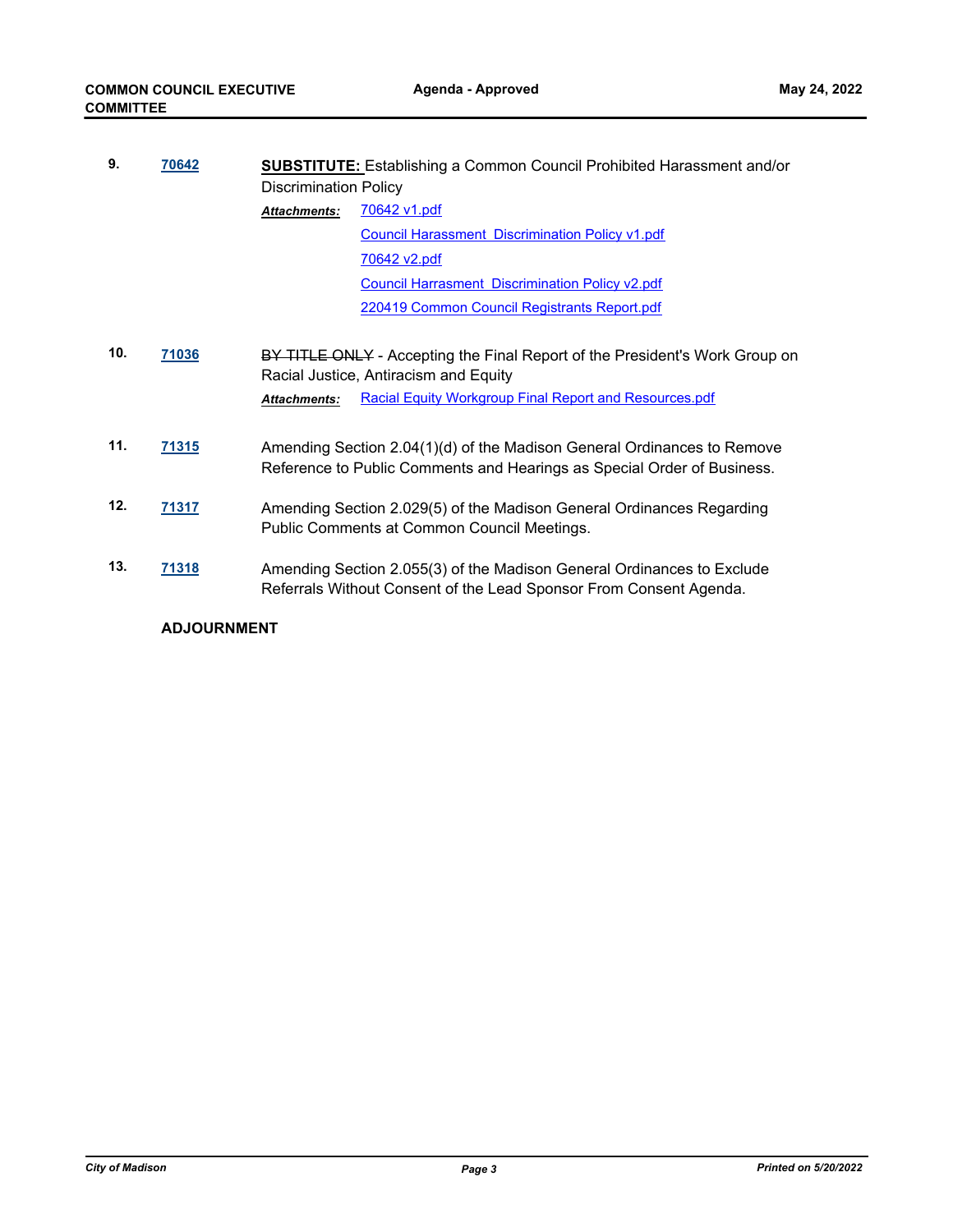9. **70642** **SUBSTITUTE:** Establishing a Common Council Prohibited Harassment and/or Discrimination Policy

   ***Attachments:*** 70642 v1.pdf
   Council Harassment_Discrimination Policy v1.pdf
   70642 v2.pdf
   Council Harrasment_Discrimination Policy v2.pdf
   220419 Common Council Registrants Report.pdf

10. **71036** ~~BY TITLE ONLY~~ - Accepting the Final Report of the President's Work Group on Racial Justice, Antiracism and Equity

    ***Attachments:*** Racial Equity Workgroup Final Report and Resources.pdf

11. **71315** Amending Section 2.04(1)(d) of the Madison General Ordinances to Remove Reference to Public Comments and Hearings as Special Order of Business.

12. **71317** Amending Section 2.029(5) of the Madison General Ordinances Regarding Public Comments at Common Council Meetings.

13. **71318** Amending Section 2.055(3) of the Madison General Ordinances to Exclude Referrals Without Consent of the Lead Sponsor From Consent Agenda.

**ADJOURNMENT**